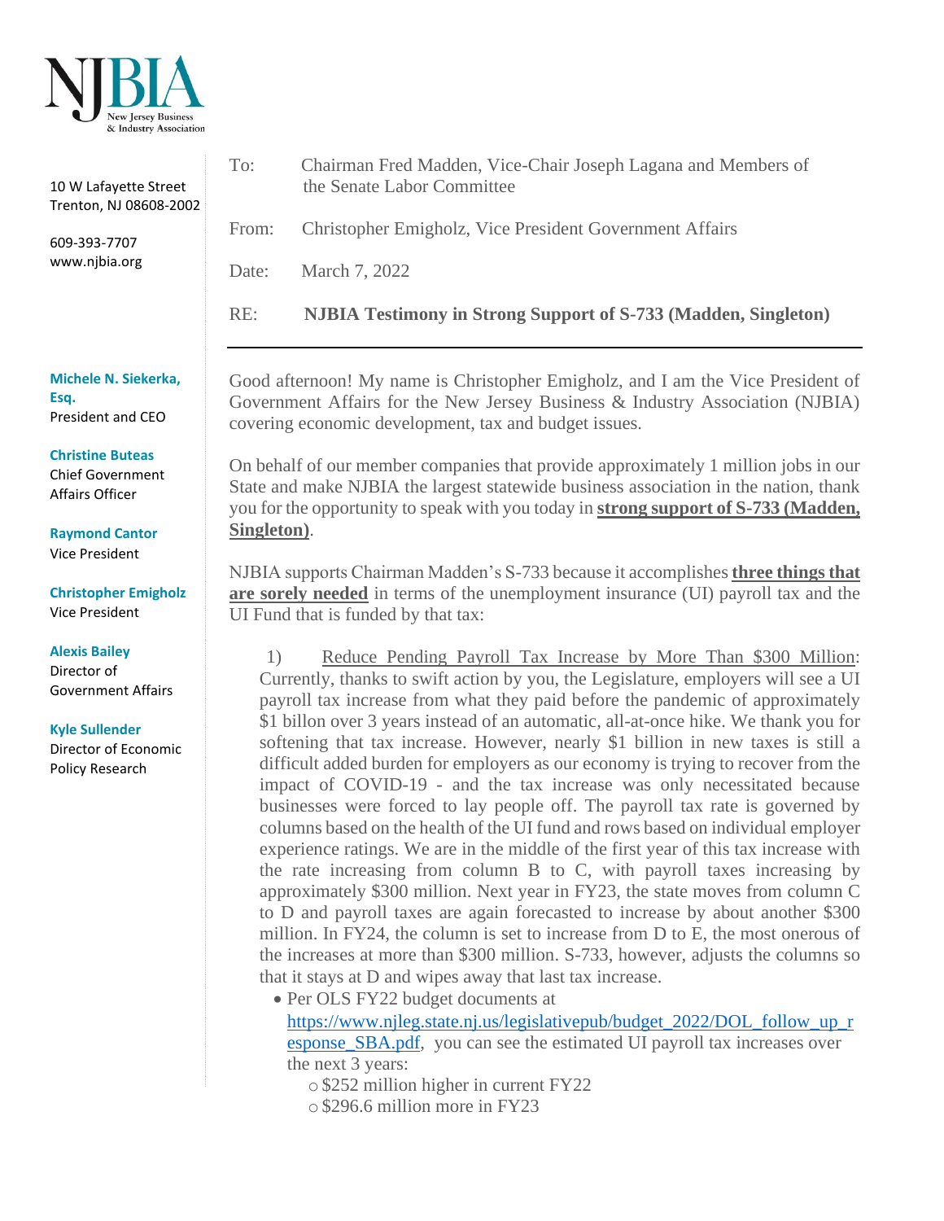NJBIA

New Jersey Business & Industry Association

10 W Lafayette Street
Trenton, NJ 08608-2002

609-393-7707
www.njbia.org

**Michele N. Siekerka, Esq.**
President and CEO

**Christine Buteas**
Chief Government Affairs Officer

**Raymond Cantor**
Vice President

**Christopher Emigholz**
Vice President

**Alexis Bailey**
Director of Government Affairs

**Kyle Sullender**
Director of Economic Policy Research

To: Chairman Fred Madden, Vice-Chair Joseph Lagana and Members of the Senate Labor Committee

From: Christopher Emigholz, Vice President Government Affairs

Date: March 7, 2022

RE: **NJBIA Testimony in Strong Support of S-733 (Madden, Singleton)**

---

Good afternoon! My name is Christopher Emigholz, and I am the Vice President of Government Affairs for the New Jersey Business & Industry Association (NJBIA) covering economic development, tax and budget issues.

On behalf of our member companies that provide approximately 1 million jobs in our State and make NJBIA the largest statewide business association in the nation, thank you for the opportunity to speak with you today in **strong support of S-733 (Madden, Singleton)**.

NJBIA supports Chairman Madden's S-733 because it accomplishes **three things that are sorely needed** in terms of the unemployment insurance (UI) payroll tax and the UI Fund that is funded by that tax:

1) Reduce Pending Payroll Tax Increase by More Than $300 Million: Currently, thanks to swift action by you, the Legislature, employers will see a UI payroll tax increase from what they paid before the pandemic of approximately $1 billon over 3 years instead of an automatic, all-at-once hike. We thank you for softening that tax increase. However, nearly $1 billion in new taxes is still a difficult added burden for employers as our economy is trying to recover from the impact of COVID-19 - and the tax increase was only necessitated because businesses were forced to lay people off. The payroll tax rate is governed by columns based on the health of the UI fund and rows based on individual employer experience ratings. We are in the middle of the first year of this tax increase with the rate increasing from column B to C, with payroll taxes increasing by approximately $300 million. Next year in FY23, the state moves from column C to D and payroll taxes are again forecasted to increase by about another $300 million. In FY24, the column is set to increase from D to E, the most onerous of the increases at more than $300 million. S-733, however, adjusts the columns so that it stays at D and wipes away that last tax increase.

   - Per OLS FY22 budget documents at https://www.njleg.state.nj.us/legislativepub/budget_2022/DOL_follow_up_response_SBA.pdf, you can see the estimated UI payroll tax increases over the next 3 years:
     - $252 million higher in current FY22
     - $296.6 million more in FY23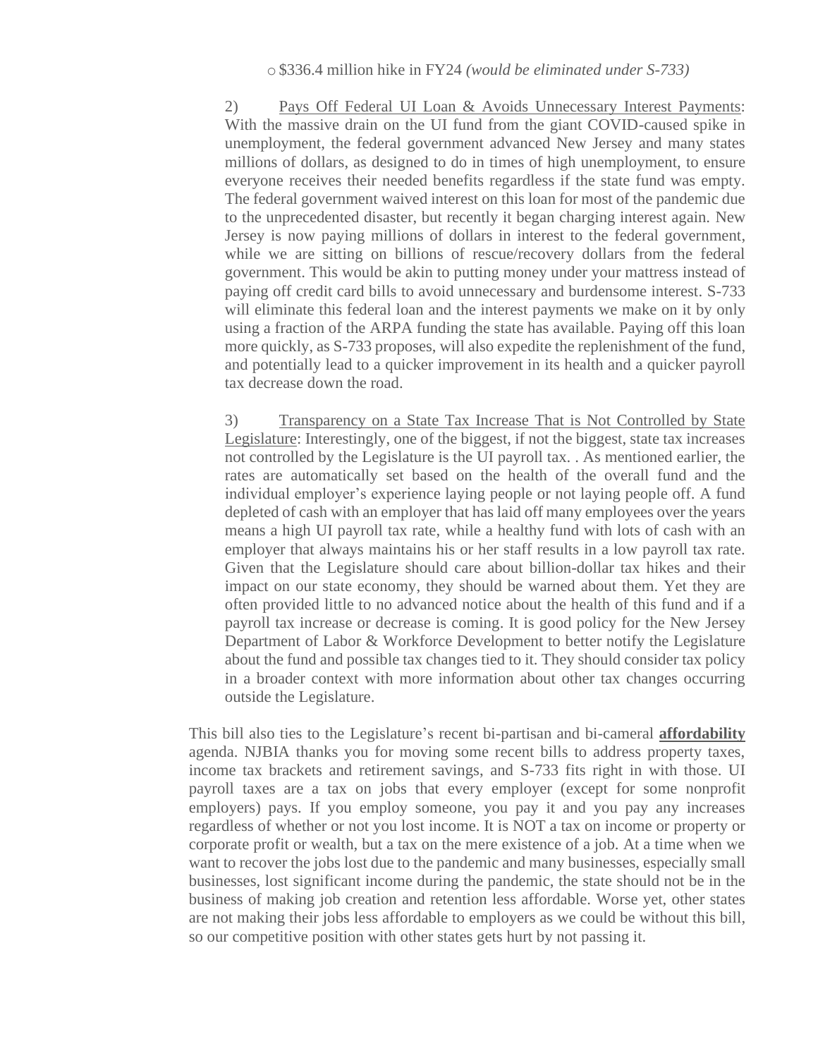- $336.4 million hike in FY24 *(would be eliminated under S-733)*

2) Pays Off Federal UI Loan & Avoids Unnecessary Interest Payments: With the massive drain on the UI fund from the giant COVID-caused spike in unemployment, the federal government advanced New Jersey and many states millions of dollars, as designed to do in times of high unemployment, to ensure everyone receives their needed benefits regardless if the state fund was empty. The federal government waived interest on this loan for most of the pandemic due to the unprecedented disaster, but recently it began charging interest again. New Jersey is now paying millions of dollars in interest to the federal government, while we are sitting on billions of rescue/recovery dollars from the federal government. This would be akin to putting money under your mattress instead of paying off credit card bills to avoid unnecessary and burdensome interest. S-733 will eliminate this federal loan and the interest payments we make on it by only using a fraction of the ARPA funding the state has available. Paying off this loan more quickly, as S-733 proposes, will also expedite the replenishment of the fund, and potentially lead to a quicker improvement in its health and a quicker payroll tax decrease down the road.

3) Transparency on a State Tax Increase That is Not Controlled by State Legislature: Interestingly, one of the biggest, if not the biggest, state tax increases not controlled by the Legislature is the UI payroll tax. . As mentioned earlier, the rates are automatically set based on the health of the overall fund and the individual employer's experience laying people or not laying people off. A fund depleted of cash with an employer that has laid off many employees over the years means a high UI payroll tax rate, while a healthy fund with lots of cash with an employer that always maintains his or her staff results in a low payroll tax rate. Given that the Legislature should care about billion-dollar tax hikes and their impact on our state economy, they should be warned about them. Yet they are often provided little to no advanced notice about the health of this fund and if a payroll tax increase or decrease is coming. It is good policy for the New Jersey Department of Labor & Workforce Development to better notify the Legislature about the fund and possible tax changes tied to it. They should consider tax policy in a broader context with more information about other tax changes occurring outside the Legislature.

This bill also ties to the Legislature's recent bi-partisan and bi-cameral **affordability** agenda. NJBIA thanks you for moving some recent bills to address property taxes, income tax brackets and retirement savings, and S-733 fits right in with those. UI payroll taxes are a tax on jobs that every employer (except for some nonprofit employers) pays. If you employ someone, you pay it and you pay any increases regardless of whether or not you lost income. It is NOT a tax on income or property or corporate profit or wealth, but a tax on the mere existence of a job. At a time when we want to recover the jobs lost due to the pandemic and many businesses, especially small businesses, lost significant income during the pandemic, the state should not be in the business of making job creation and retention less affordable. Worse yet, other states are not making their jobs less affordable to employers as we could be without this bill, so our competitive position with other states gets hurt by not passing it.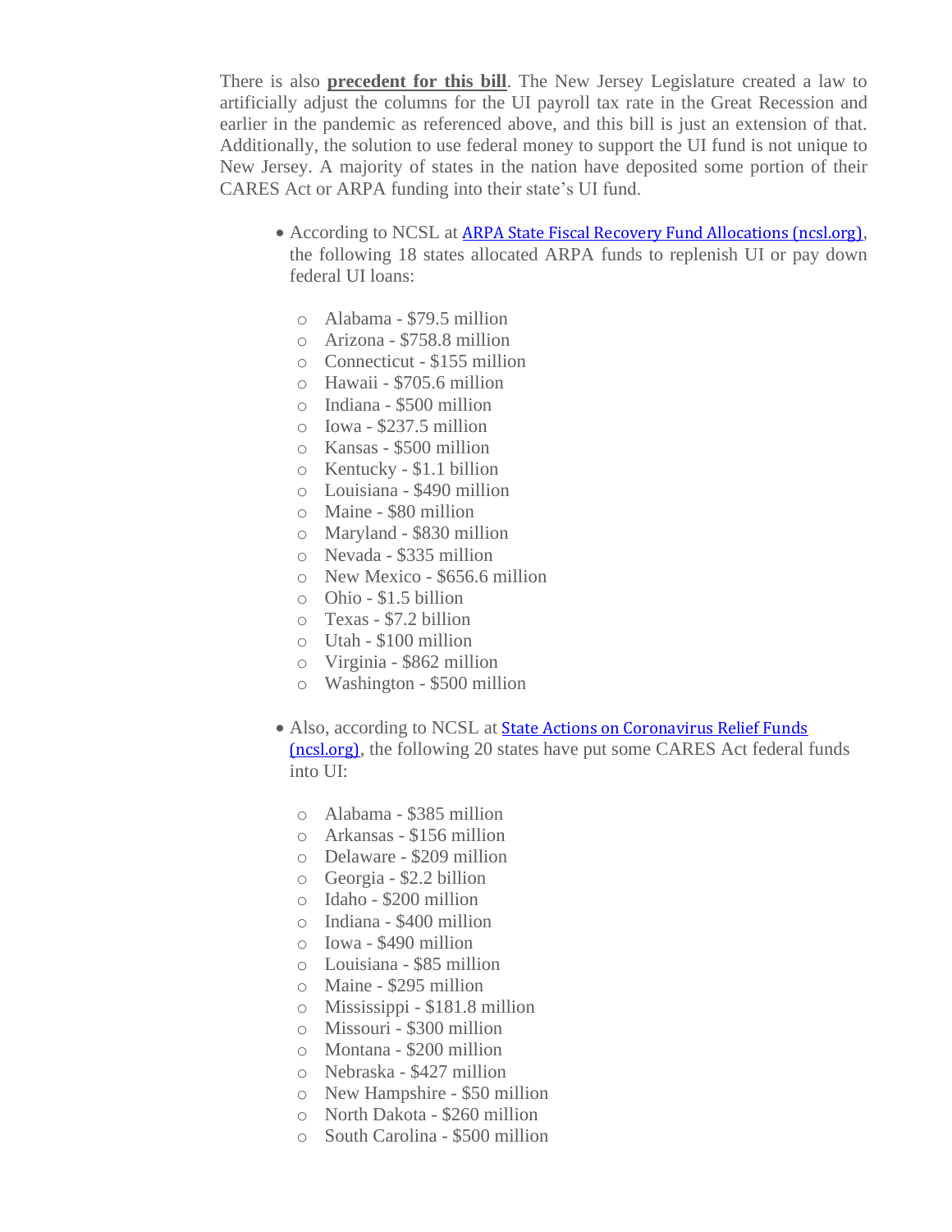There is also **precedent for this bill**. The New Jersey Legislature created a law to artificially adjust the columns for the UI payroll tax rate in the Great Recession and earlier in the pandemic as referenced above, and this bill is just an extension of that. Additionally, the solution to use federal money to support the UI fund is not unique to New Jersey. A majority of states in the nation have deposited some portion of their CARES Act or ARPA funding into their state's UI fund.

- According to NCSL at [ARPA State Fiscal Recovery Fund Allocations (ncsl.org)](), the following 18 states allocated ARPA funds to replenish UI or pay down federal UI loans:
  - Alabama - $79.5 million
  - Arizona - $758.8 million
  - Connecticut - $155 million
  - Hawaii - $705.6 million
  - Indiana - $500 million
  - Iowa - $237.5 million
  - Kansas - $500 million
  - Kentucky - $1.1 billion
  - Louisiana - $490 million
  - Maine - $80 million
  - Maryland - $830 million
  - Nevada - $335 million
  - New Mexico - $656.6 million
  - Ohio - $1.5 billion
  - Texas - $7.2 billion
  - Utah - $100 million
  - Virginia - $862 million
  - Washington - $500 million

- Also, according to NCSL at [State Actions on Coronavirus Relief Funds (ncsl.org)](), the following 20 states have put some CARES Act federal funds into UI:
  - Alabama - $385 million
  - Arkansas - $156 million
  - Delaware - $209 million
  - Georgia - $2.2 billion
  - Idaho - $200 million
  - Indiana - $400 million
  - Iowa - $490 million
  - Louisiana - $85 million
  - Maine - $295 million
  - Mississippi - $181.8 million
  - Missouri - $300 million
  - Montana - $200 million
  - Nebraska - $427 million
  - New Hampshire - $50 million
  - North Dakota - $260 million
  - South Carolina - $500 million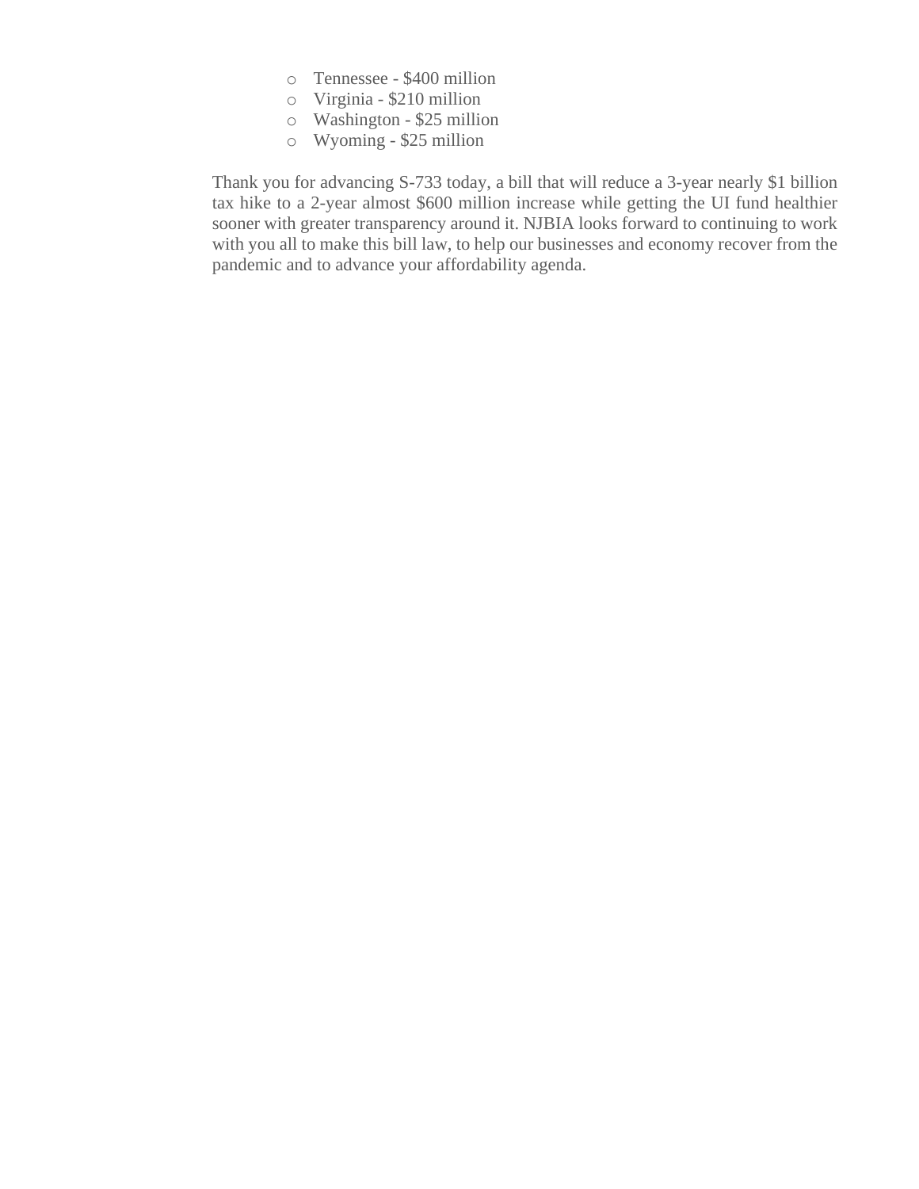- Tennessee - $400 million
- Virginia - $210 million
- Washington - $25 million
- Wyoming - $25 million

Thank you for advancing S-733 today, a bill that will reduce a 3-year nearly $1 billion tax hike to a 2-year almost $600 million increase while getting the UI fund healthier sooner with greater transparency around it. NJBIA looks forward to continuing to work with you all to make this bill law, to help our businesses and economy recover from the pandemic and to advance your affordability agenda.